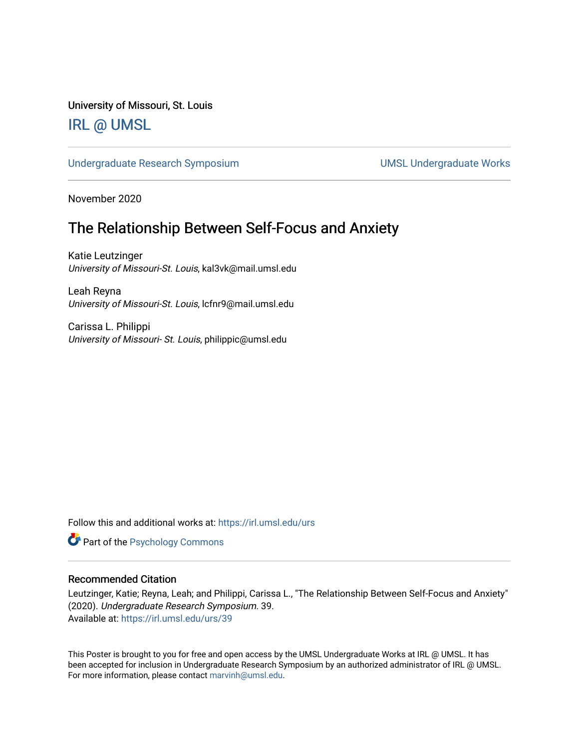University of Missouri, St. Louis

# IRL @ UMSL

Undergraduate Research Symposium

UMSL Undergraduate Works

November 2020

## The Relationship Between Self-Focus and Anxiety

Katie Leutzinger
*University of Missouri-St. Louis*, kal3vk@mail.umsl.edu

Leah Reyna
*University of Missouri-St. Louis*, lcfnr9@mail.umsl.edu

Carissa L. Philippi
*University of Missouri- St. Louis*, philippic@umsl.edu

Follow this and additional works at: https://irl.umsl.edu/urs

Part of the Psychology Commons

### Recommended Citation

Leutzinger, Katie; Reyna, Leah; and Philippi, Carissa L., "The Relationship Between Self-Focus and Anxiety" (2020). *Undergraduate Research Symposium*. 39.
Available at: https://irl.umsl.edu/urs/39

This Poster is brought to you for free and open access by the UMSL Undergraduate Works at IRL @ UMSL. It has been accepted for inclusion in Undergraduate Research Symposium by an authorized administrator of IRL @ UMSL. For more information, please contact marvinh@umsl.edu.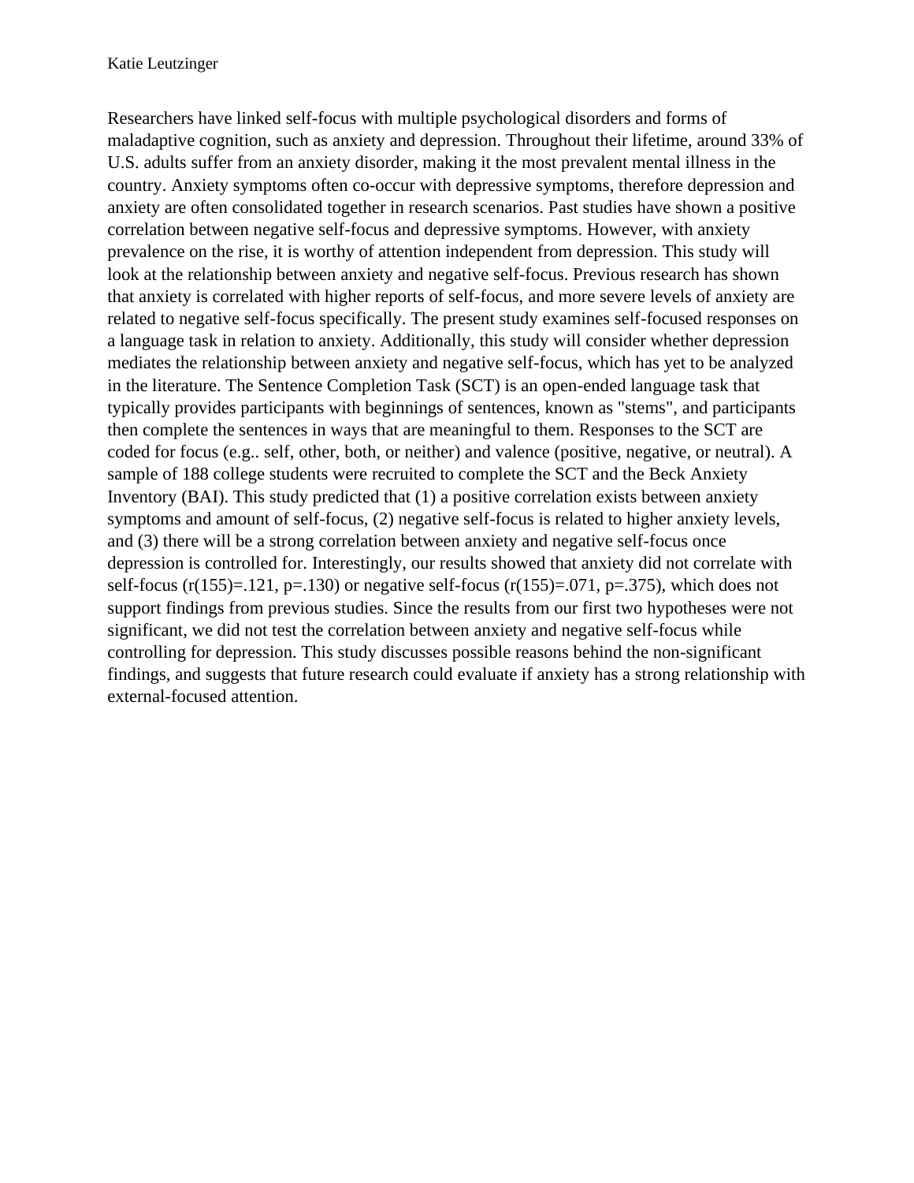Katie Leutzinger

Researchers have linked self-focus with multiple psychological disorders and forms of maladaptive cognition, such as anxiety and depression. Throughout their lifetime, around 33% of U.S. adults suffer from an anxiety disorder, making it the most prevalent mental illness in the country. Anxiety symptoms often co-occur with depressive symptoms, therefore depression and anxiety are often consolidated together in research scenarios. Past studies have shown a positive correlation between negative self-focus and depressive symptoms. However, with anxiety prevalence on the rise, it is worthy of attention independent from depression. This study will look at the relationship between anxiety and negative self-focus. Previous research has shown that anxiety is correlated with higher reports of self-focus, and more severe levels of anxiety are related to negative self-focus specifically. The present study examines self-focused responses on a language task in relation to anxiety. Additionally, this study will consider whether depression mediates the relationship between anxiety and negative self-focus, which has yet to be analyzed in the literature. The Sentence Completion Task (SCT) is an open-ended language task that typically provides participants with beginnings of sentences, known as "stems", and participants then complete the sentences in ways that are meaningful to them. Responses to the SCT are coded for focus (e.g.. self, other, both, or neither) and valence (positive, negative, or neutral). A sample of 188 college students were recruited to complete the SCT and the Beck Anxiety Inventory (BAI). This study predicted that (1) a positive correlation exists between anxiety symptoms and amount of self-focus, (2) negative self-focus is related to higher anxiety levels, and (3) there will be a strong correlation between anxiety and negative self-focus once depression is controlled for. Interestingly, our results showed that anxiety did not correlate with self-focus ($r(155)=.121$, $p=.130$) or negative self-focus ($r(155)=.071$, $p=.375$), which does not support findings from previous studies. Since the results from our first two hypotheses were not significant, we did not test the correlation between anxiety and negative self-focus while controlling for depression. This study discusses possible reasons behind the non-significant findings, and suggests that future research could evaluate if anxiety has a strong relationship with external-focused attention.